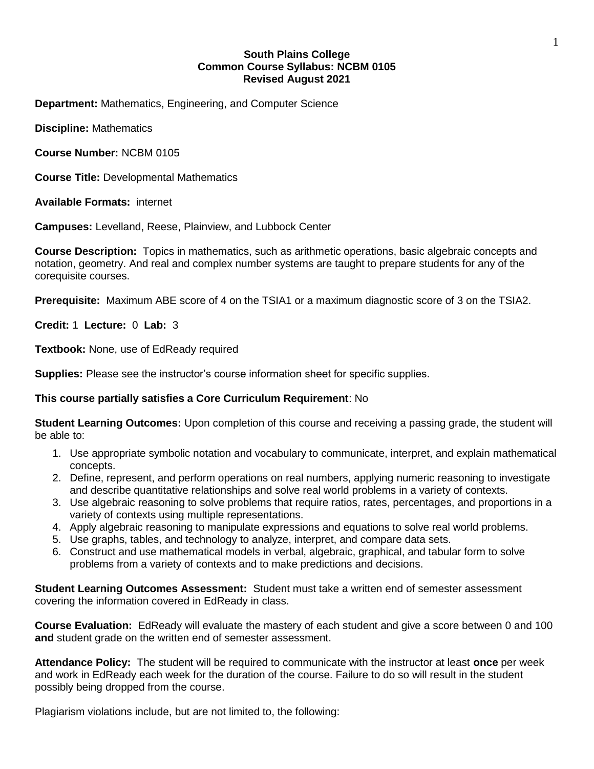**South Plains College**
**Common Course Syllabus: NCBM 0105**
**Revised August 2021**

**Department:** Mathematics, Engineering, and Computer Science

**Discipline:** Mathematics

**Course Number:** NCBM 0105

**Course Title:** Developmental Mathematics

**Available Formats:** internet

**Campuses:** Levelland, Reese, Plainview, and Lubbock Center

**Course Description:** Topics in mathematics, such as arithmetic operations, basic algebraic concepts and notation, geometry. And real and complex number systems are taught to prepare students for any of the corequisite courses.

**Prerequisite:** Maximum ABE score of 4 on the TSIA1 or a maximum diagnostic score of 3 on the TSIA2.

**Credit:** 1 **Lecture:** 0 **Lab:** 3

**Textbook:** None, use of EdReady required

**Supplies:** Please see the instructor's course information sheet for specific supplies.

**This course partially satisfies a Core Curriculum Requirement**: No

**Student Learning Outcomes:** Upon completion of this course and receiving a passing grade, the student will be able to:

1. Use appropriate symbolic notation and vocabulary to communicate, interpret, and explain mathematical concepts.
2. Define, represent, and perform operations on real numbers, applying numeric reasoning to investigate and describe quantitative relationships and solve real world problems in a variety of contexts.
3. Use algebraic reasoning to solve problems that require ratios, rates, percentages, and proportions in a variety of contexts using multiple representations.
4. Apply algebraic reasoning to manipulate expressions and equations to solve real world problems.
5. Use graphs, tables, and technology to analyze, interpret, and compare data sets.
6. Construct and use mathematical models in verbal, algebraic, graphical, and tabular form to solve problems from a variety of contexts and to make predictions and decisions.

**Student Learning Outcomes Assessment:** Student must take a written end of semester assessment covering the information covered in EdReady in class.

**Course Evaluation:** EdReady will evaluate the mastery of each student and give a score between 0 and 100 **and** student grade on the written end of semester assessment.

**Attendance Policy:** The student will be required to communicate with the instructor at least **once** per week and work in EdReady each week for the duration of the course. Failure to do so will result in the student possibly being dropped from the course.

Plagiarism violations include, but are not limited to, the following: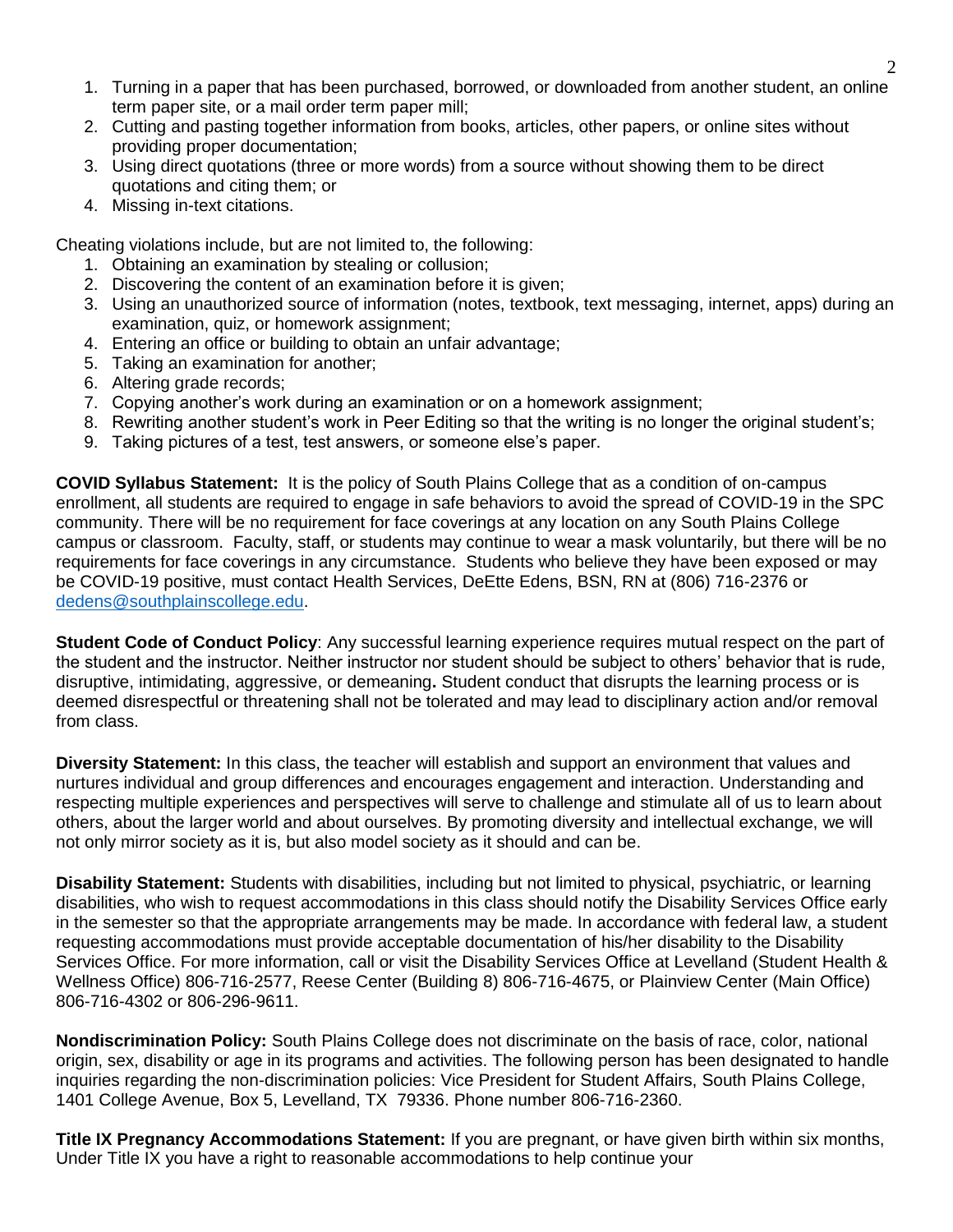1. Turning in a paper that has been purchased, borrowed, or downloaded from another student, an online term paper site, or a mail order term paper mill;
2. Cutting and pasting together information from books, articles, other papers, or online sites without providing proper documentation;
3. Using direct quotations (three or more words) from a source without showing them to be direct quotations and citing them; or
4. Missing in-text citations.

Cheating violations include, but are not limited to, the following:

1. Obtaining an examination by stealing or collusion;
2. Discovering the content of an examination before it is given;
3. Using an unauthorized source of information (notes, textbook, text messaging, internet, apps) during an examination, quiz, or homework assignment;
4. Entering an office or building to obtain an unfair advantage;
5. Taking an examination for another;
6. Altering grade records;
7. Copying another's work during an examination or on a homework assignment;
8. Rewriting another student's work in Peer Editing so that the writing is no longer the original student's;
9. Taking pictures of a test, test answers, or someone else's paper.

**COVID Syllabus Statement:** It is the policy of South Plains College that as a condition of on-campus enrollment, all students are required to engage in safe behaviors to avoid the spread of COVID-19 in the SPC community. There will be no requirement for face coverings at any location on any South Plains College campus or classroom. Faculty, staff, or students may continue to wear a mask voluntarily, but there will be no requirements for face coverings in any circumstance. Students who believe they have been exposed or may be COVID-19 positive, must contact Health Services, DeEtte Edens, BSN, RN at (806) 716-2376 or dedens@southplainscollege.edu.

**Student Code of Conduct Policy**: Any successful learning experience requires mutual respect on the part of the student and the instructor. Neither instructor nor student should be subject to others' behavior that is rude, disruptive, intimidating, aggressive, or demeaning**.** Student conduct that disrupts the learning process or is deemed disrespectful or threatening shall not be tolerated and may lead to disciplinary action and/or removal from class.

**Diversity Statement:** In this class, the teacher will establish and support an environment that values and nurtures individual and group differences and encourages engagement and interaction. Understanding and respecting multiple experiences and perspectives will serve to challenge and stimulate all of us to learn about others, about the larger world and about ourselves. By promoting diversity and intellectual exchange, we will not only mirror society as it is, but also model society as it should and can be.

**Disability Statement:** Students with disabilities, including but not limited to physical, psychiatric, or learning disabilities, who wish to request accommodations in this class should notify the Disability Services Office early in the semester so that the appropriate arrangements may be made. In accordance with federal law, a student requesting accommodations must provide acceptable documentation of his/her disability to the Disability Services Office. For more information, call or visit the Disability Services Office at Levelland (Student Health & Wellness Office) 806-716-2577, Reese Center (Building 8) 806-716-4675, or Plainview Center (Main Office) 806-716-4302 or 806-296-9611.

**Nondiscrimination Policy:** South Plains College does not discriminate on the basis of race, color, national origin, sex, disability or age in its programs and activities. The following person has been designated to handle inquiries regarding the non-discrimination policies: Vice President for Student Affairs, South Plains College, 1401 College Avenue, Box 5, Levelland, TX 79336. Phone number 806-716-2360.

**Title IX Pregnancy Accommodations Statement:** If you are pregnant, or have given birth within six months, Under Title IX you have a right to reasonable accommodations to help continue your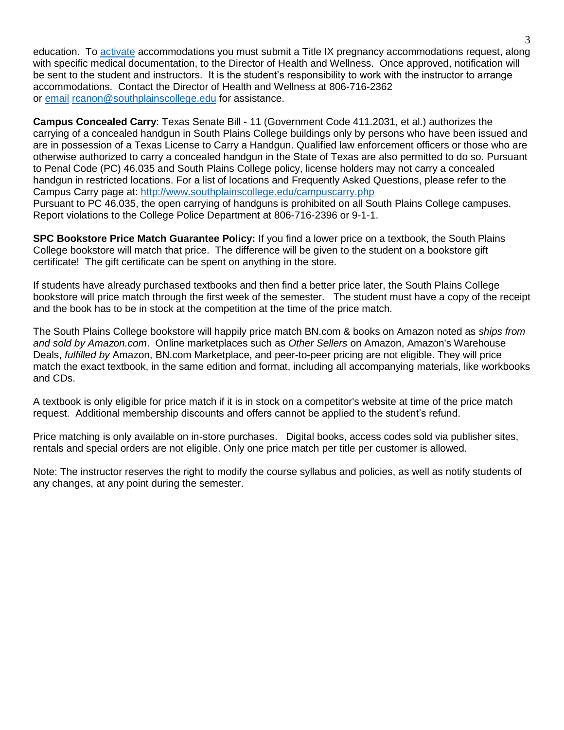education. To [activate](#) accommodations you must submit a Title IX pregnancy accommodations request, along with specific medical documentation, to the Director of Health and Wellness. Once approved, notification will be sent to the student and instructors. It is the student's responsibility to work with the instructor to arrange accommodations. Contact the Director of Health and Wellness at 806-716-2362 or [email](#) rcanon@southplainscollege.edu for assistance.

**Campus Concealed Carry**: Texas Senate Bill - 11 (Government Code 411.2031, et al.) authorizes the carrying of a concealed handgun in South Plains College buildings only by persons who have been issued and are in possession of a Texas License to Carry a Handgun. Qualified law enforcement officers or those who are otherwise authorized to carry a concealed handgun in the State of Texas are also permitted to do so. Pursuant to Penal Code (PC) 46.035 and South Plains College policy, license holders may not carry a concealed handgun in restricted locations. For a list of locations and Frequently Asked Questions, please refer to the Campus Carry page at: http://www.southplainscollege.edu/campuscarry.php
Pursuant to PC 46.035, the open carrying of handguns is prohibited on all South Plains College campuses. Report violations to the College Police Department at 806-716-2396 or 9-1-1.

**SPC Bookstore Price Match Guarantee Policy:** If you find a lower price on a textbook, the South Plains College bookstore will match that price. The difference will be given to the student on a bookstore gift certificate! The gift certificate can be spent on anything in the store.

If students have already purchased textbooks and then find a better price later, the South Plains College bookstore will price match through the first week of the semester. The student must have a copy of the receipt and the book has to be in stock at the competition at the time of the price match.

The South Plains College bookstore will happily price match BN.com & books on Amazon noted as *ships from and sold by Amazon.com*. Online marketplaces such as *Other Sellers* on Amazon, Amazon's Warehouse Deals, *fulfilled by* Amazon, BN.com Marketplace, and peer-to-peer pricing are not eligible. They will price match the exact textbook, in the same edition and format, including all accompanying materials, like workbooks and CDs.

A textbook is only eligible for price match if it is in stock on a competitor's website at time of the price match request. Additional membership discounts and offers cannot be applied to the student's refund.

Price matching is only available on in-store purchases. Digital books, access codes sold via publisher sites, rentals and special orders are not eligible. Only one price match per title per customer is allowed.

Note: The instructor reserves the right to modify the course syllabus and policies, as well as notify students of any changes, at any point during the semester.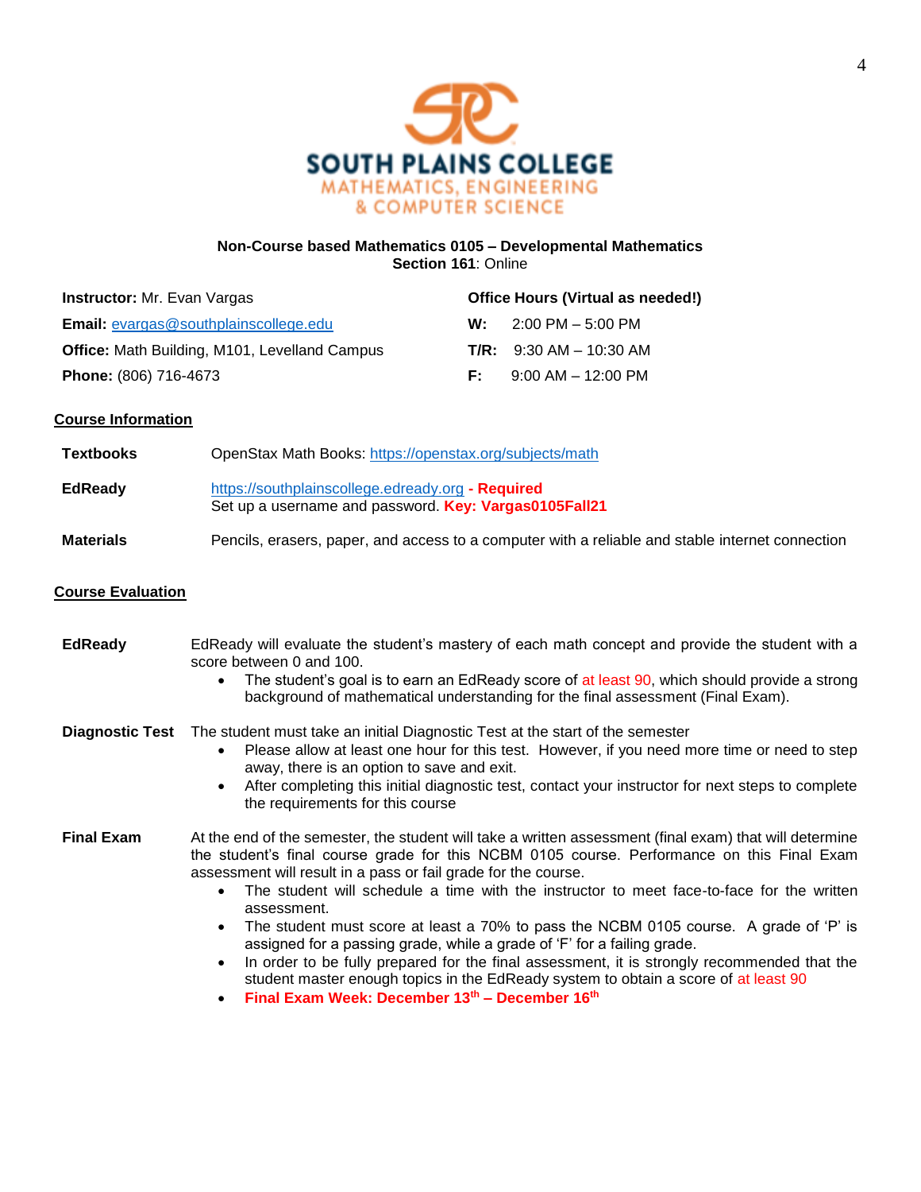**SOUTH PLAINS COLLEGE**
MATHEMATICS, ENGINEERING & COMPUTER SCIENCE

**Non-Course based Mathematics 0105 – Developmental Mathematics**
**Section 161**: Online

**Instructor:** Mr. Evan Vargas
**Email:** evargas@southplainscollege.edu
**Office:** Math Building, M101, Levelland Campus
**Phone:** (806) 716-4673

**Office Hours (Virtual as needed!)**
**W:** 2:00 PM – 5:00 PM
**T/R:** 9:30 AM – 10:30 AM
**F:** 9:00 AM – 12:00 PM

## Course Information

**Textbooks** OpenStax Math Books: https://openstax.org/subjects/math

**EdReady** https://southplainscollege.edready.org **- Required**
Set up a username and password. **Key: Vargas0105Fall21**

**Materials** Pencils, erasers, paper, and access to a computer with a reliable and stable internet connection

## Course Evaluation

**EdReady** EdReady will evaluate the student's mastery of each math concept and provide the student with a score between 0 and 100.

- The student's goal is to earn an EdReady score of at least 90, which should provide a strong background of mathematical understanding for the final assessment (Final Exam).

**Diagnostic Test** The student must take an initial Diagnostic Test at the start of the semester

- Please allow at least one hour for this test. However, if you need more time or need to step away, there is an option to save and exit.
- After completing this initial diagnostic test, contact your instructor for next steps to complete the requirements for this course

**Final Exam** At the end of the semester, the student will take a written assessment (final exam) that will determine the student's final course grade for this NCBM 0105 course. Performance on this Final Exam assessment will result in a pass or fail grade for the course.

- The student will schedule a time with the instructor to meet face-to-face for the written assessment.
- The student must score at least a 70% to pass the NCBM 0105 course. A grade of 'P' is assigned for a passing grade, while a grade of 'F' for a failing grade.
- In order to be fully prepared for the final assessment, it is strongly recommended that the student master enough topics in the EdReady system to obtain a score of at least 90
- **Final Exam Week: December 13th – December 16th**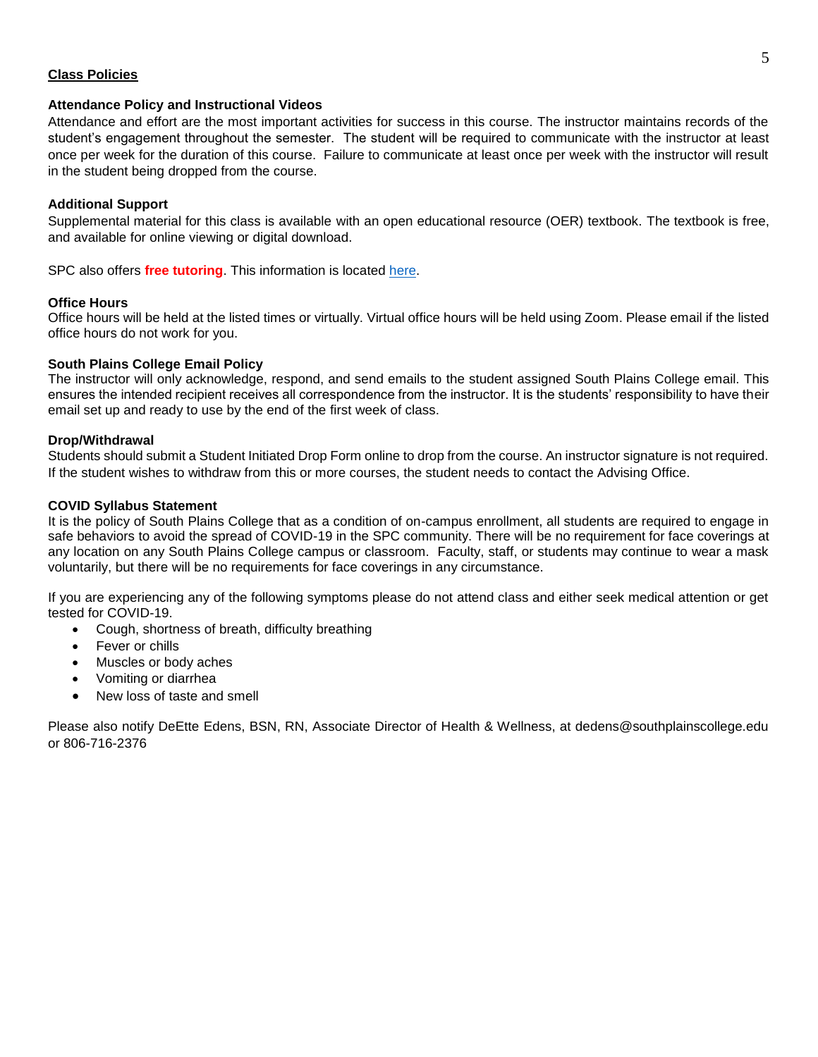## Class Policies

**Attendance Policy and Instructional Videos**

Attendance and effort are the most important activities for success in this course. The instructor maintains records of the student's engagement throughout the semester. The student will be required to communicate with the instructor at least once per week for the duration of this course. Failure to communicate at least once per week with the instructor will result in the student being dropped from the course.

**Additional Support**

Supplemental material for this class is available with an open educational resource (OER) textbook. The textbook is free, and available for online viewing or digital download.

SPC also offers **free tutoring**. This information is located here.

**Office Hours**

Office hours will be held at the listed times or virtually. Virtual office hours will be held using Zoom. Please email if the listed office hours do not work for you.

**South Plains College Email Policy**

The instructor will only acknowledge, respond, and send emails to the student assigned South Plains College email. This ensures the intended recipient receives all correspondence from the instructor. It is the students' responsibility to have their email set up and ready to use by the end of the first week of class.

**Drop/Withdrawal**

Students should submit a Student Initiated Drop Form online to drop from the course. An instructor signature is not required. If the student wishes to withdraw from this or more courses, the student needs to contact the Advising Office.

**COVID Syllabus Statement**

It is the policy of South Plains College that as a condition of on-campus enrollment, all students are required to engage in safe behaviors to avoid the spread of COVID-19 in the SPC community. There will be no requirement for face coverings at any location on any South Plains College campus or classroom. Faculty, staff, or students may continue to wear a mask voluntarily, but there will be no requirements for face coverings in any circumstance.

If you are experiencing any of the following symptoms please do not attend class and either seek medical attention or get tested for COVID-19.

- Cough, shortness of breath, difficulty breathing
- Fever or chills
- Muscles or body aches
- Vomiting or diarrhea
- New loss of taste and smell

Please also notify DeEtte Edens, BSN, RN, Associate Director of Health & Wellness, at dedens@southplainscollege.edu or 806-716-2376